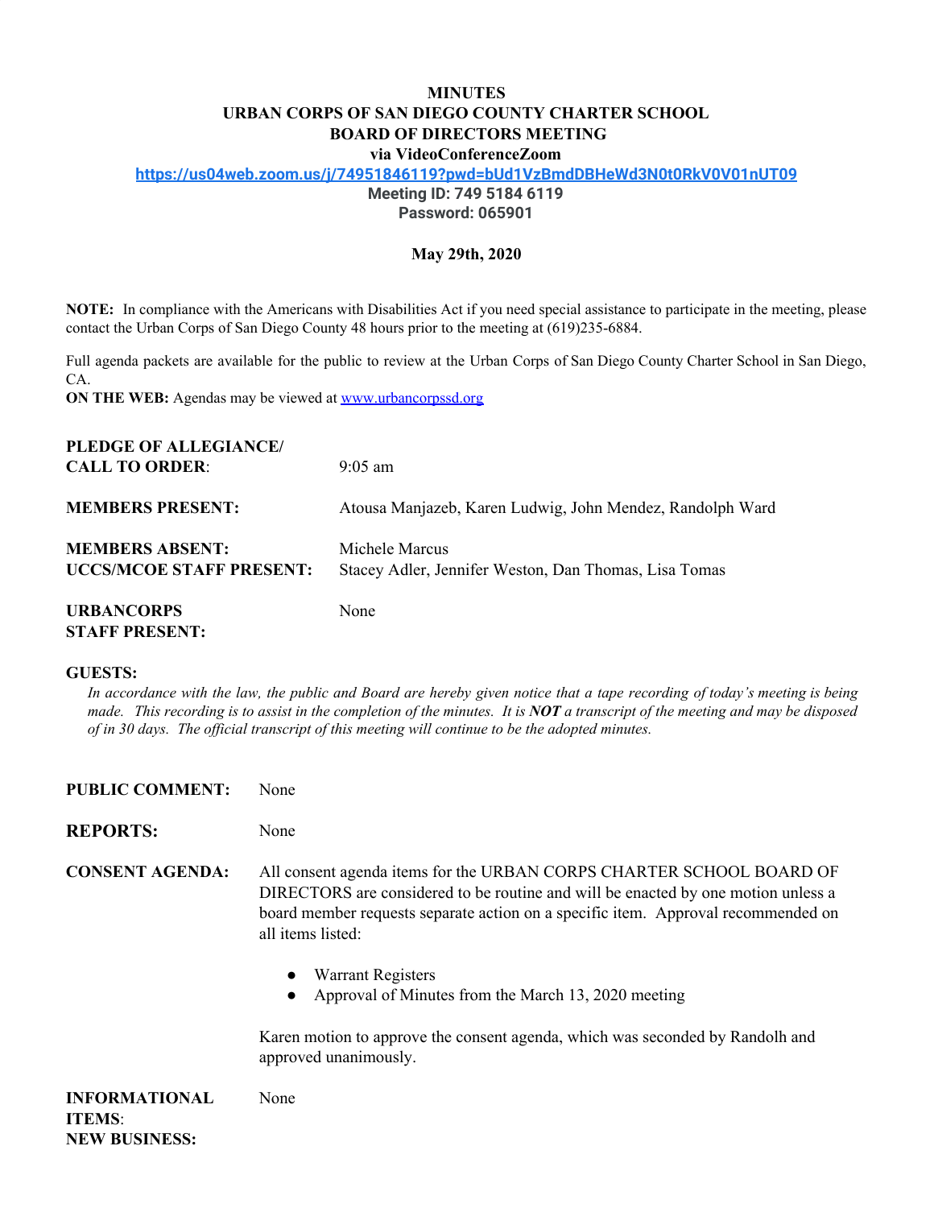# MINUTES
# URBAN CORPS OF SAN DIEGO COUNTY CHARTER SCHOOL
# BOARD OF DIRECTORS MEETING

**via VideoConferenceZoom**

**https://us04web.zoom.us/j/74951846119?pwd=bUd1VzBmdDBHeWd3N0t0RkV0V01nUT09**

**Meeting ID: 749 5184 6119**
**Password: 065901**

**May 29th, 2020**

**NOTE:** In compliance with the Americans with Disabilities Act if you need special assistance to participate in the meeting, please contact the Urban Corps of San Diego County 48 hours prior to the meeting at (619)235-6884.

Full agenda packets are available for the public to review at the Urban Corps of San Diego County Charter School in San Diego, CA.

**ON THE WEB:** Agendas may be viewed at www.urbancorpssd.org

**PLEDGE OF ALLEGIANCE/ CALL TO ORDER**: 9:05 am

**MEMBERS PRESENT:** Atousa Manjazeb, Karen Ludwig, John Mendez, Randolph Ward

**MEMBERS ABSENT:** Michele Marcus

**UCCS/MCOE STAFF PRESENT:** Stacey Adler, Jennifer Weston, Dan Thomas, Lisa Tomas

**URBANCORPS STAFF PRESENT:** None

**GUESTS:**

*In accordance with the law, the public and Board are hereby given notice that a tape recording of today's meeting is being made. This recording is to assist in the completion of the minutes. It is **NOT** a transcript of the meeting and may be disposed of in 30 days. The official transcript of this meeting will continue to be the adopted minutes.*

**PUBLIC COMMENT:** None

**REPORTS:** None

**CONSENT AGENDA:** All consent agenda items for the URBAN CORPS CHARTER SCHOOL BOARD OF DIRECTORS are considered to be routine and will be enacted by one motion unless a board member requests separate action on a specific item. Approval recommended on all items listed:

- Warrant Registers
- Approval of Minutes from the March 13, 2020 meeting

Karen motion to approve the consent agenda, which was seconded by Randolh and approved unanimously.

**INFORMATIONAL ITEMS**: None

**NEW BUSINESS:**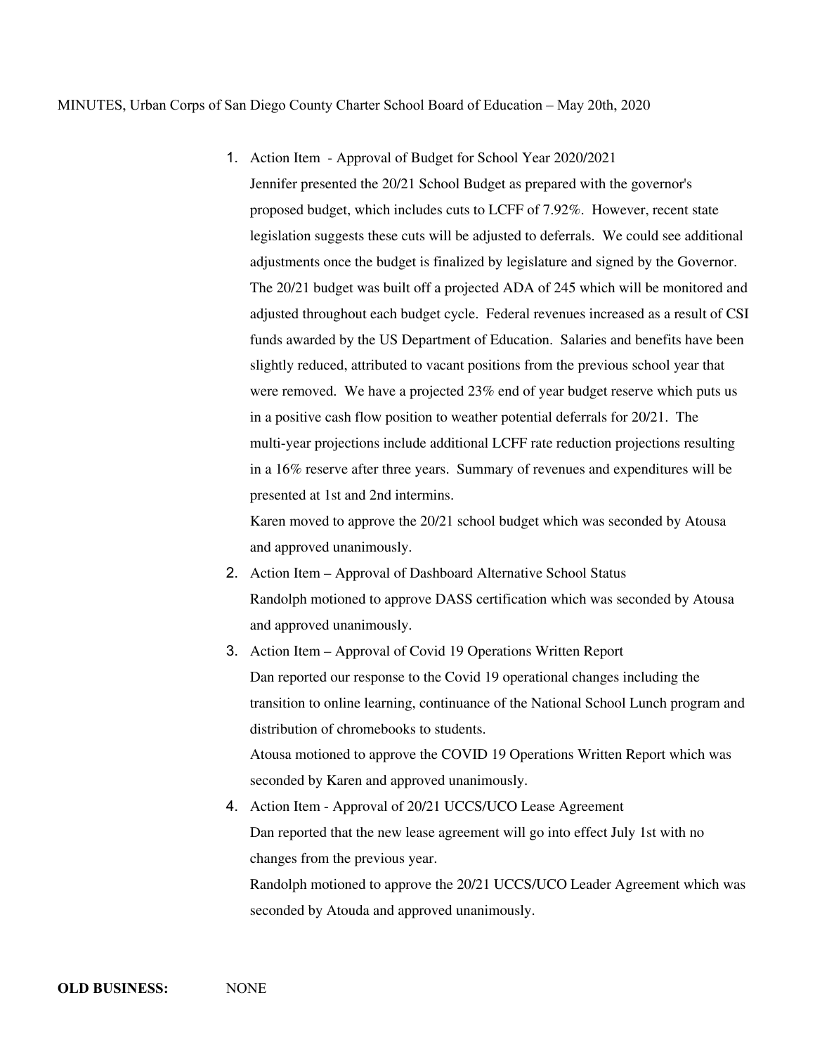MINUTES, Urban Corps of San Diego County Charter School Board of Education – May 20th, 2020

1. Action Item - Approval of Budget for School Year 2020/2021
   Jennifer presented the 20/21 School Budget as prepared with the governor's proposed budget, which includes cuts to LCFF of 7.92%. However, recent state legislation suggests these cuts will be adjusted to deferrals. We could see additional adjustments once the budget is finalized by legislature and signed by the Governor. The 20/21 budget was built off a projected ADA of 245 which will be monitored and adjusted throughout each budget cycle. Federal revenues increased as a result of CSI funds awarded by the US Department of Education. Salaries and benefits have been slightly reduced, attributed to vacant positions from the previous school year that were removed. We have a projected 23% end of year budget reserve which puts us in a positive cash flow position to weather potential deferrals for 20/21. The multi-year projections include additional LCFF rate reduction projections resulting in a 16% reserve after three years. Summary of revenues and expenditures will be presented at 1st and 2nd intermins.
   Karen moved to approve the 20/21 school budget which was seconded by Atousa and approved unanimously.
2. Action Item – Approval of Dashboard Alternative School Status
   Randolph motioned to approve DASS certification which was seconded by Atousa and approved unanimously.
3. Action Item – Approval of Covid 19 Operations Written Report
   Dan reported our response to the Covid 19 operational changes including the transition to online learning, continuance of the National School Lunch program and distribution of chromebooks to students.
   Atousa motioned to approve the COVID 19 Operations Written Report which was seconded by Karen and approved unanimously.
4. Action Item - Approval of 20/21 UCCS/UCO Lease Agreement
   Dan reported that the new lease agreement will go into effect July 1st with no changes from the previous year.
   Randolph motioned to approve the 20/21 UCCS/UCO Leader Agreement which was seconded by Atouda and approved unanimously.

**OLD BUSINESS:** NONE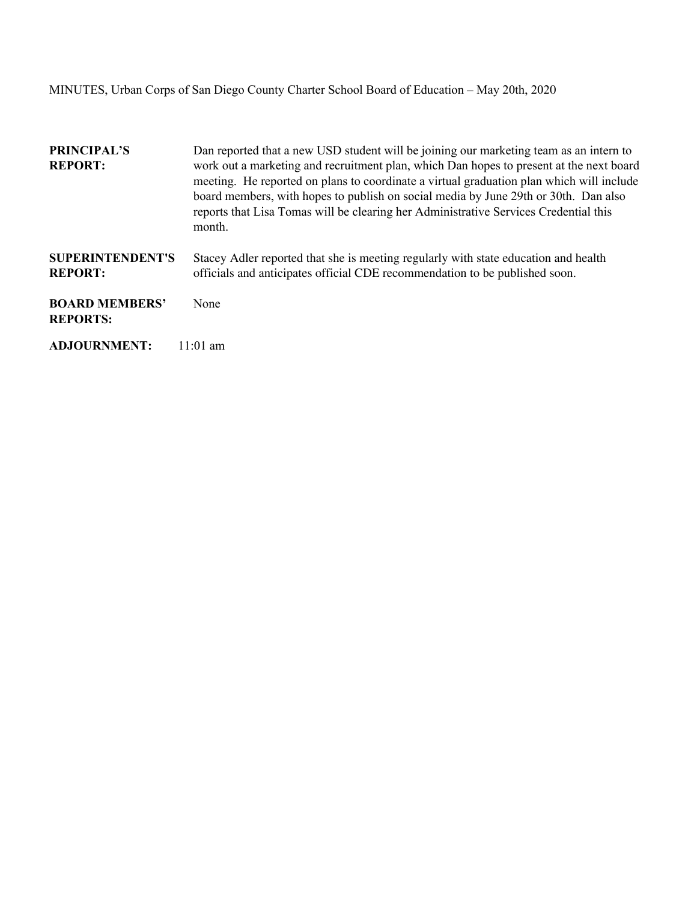MINUTES, Urban Corps of San Diego County Charter School Board of Education – May 20th, 2020

**PRINCIPAL'S REPORT:** Dan reported that a new USD student will be joining our marketing team as an intern to work out a marketing and recruitment plan, which Dan hopes to present at the next board meeting. He reported on plans to coordinate a virtual graduation plan which will include board members, with hopes to publish on social media by June 29th or 30th. Dan also reports that Lisa Tomas will be clearing her Administrative Services Credential this month.

**SUPERINTENDENT'S REPORT:** Stacey Adler reported that she is meeting regularly with state education and health officials and anticipates official CDE recommendation to be published soon.

**BOARD MEMBERS' REPORTS:** None

**ADJOURNMENT:** 11:01 am